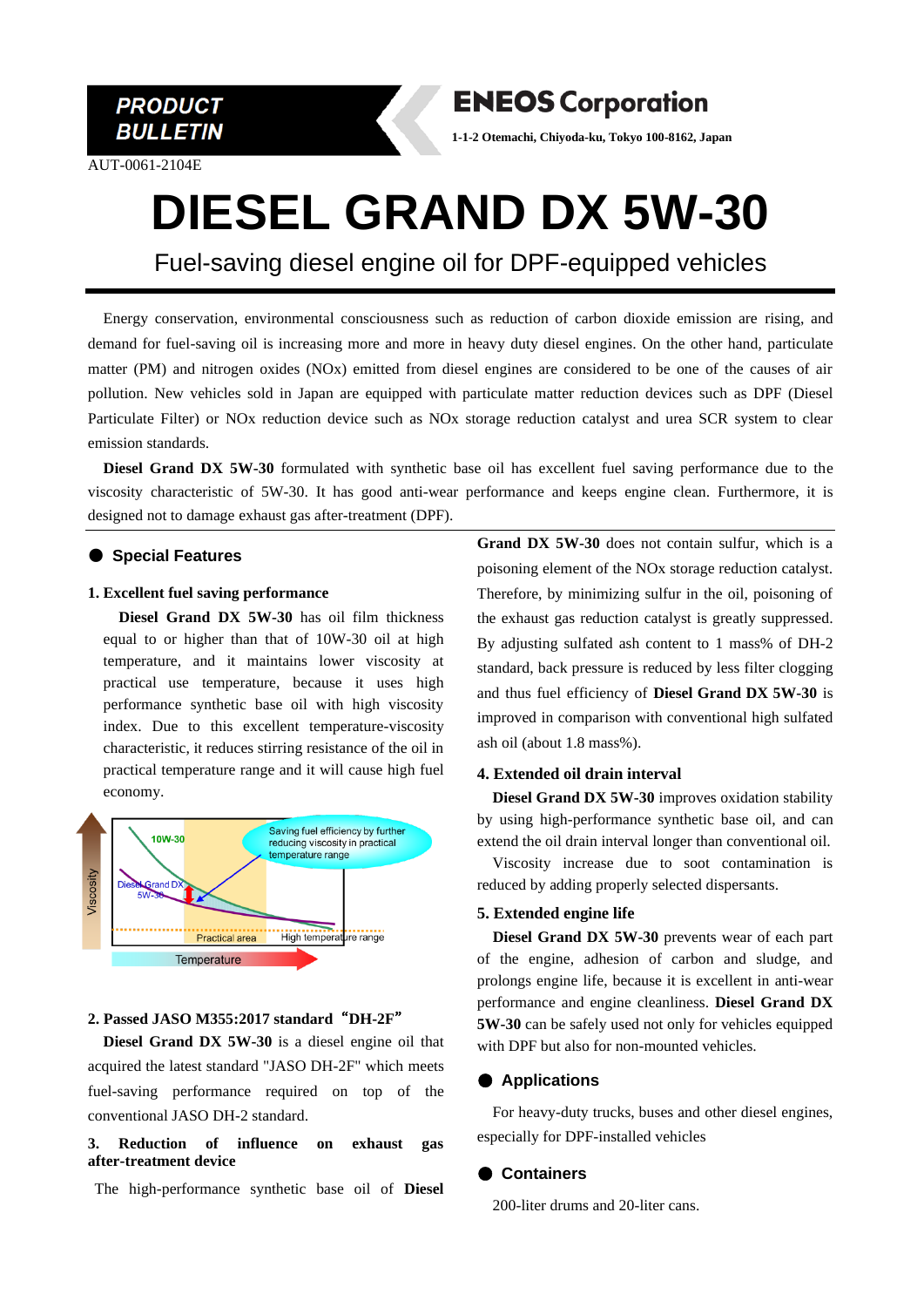PRODUCT BULLETIN

**ENEOS Corporation**

1-1-2 Otemachi, Chiyoda-ku, Tokyo 100-8162, Japan

AUT-0061-2104E

# DIESEL GRAND DX 5W-30

## Fuel-saving diesel engine oil for DPF-equipped vehicles

Energy conservation, environmental consciousness such as reduction of carbon dioxide emission are rising, and demand for fuel-saving oil is increasing more and more in heavy duty diesel engines. On the other hand, particulate matter (PM) and nitrogen oxides (NOx) emitted from diesel engines are considered to be one of the causes of air pollution. New vehicles sold in Japan are equipped with particulate matter reduction devices such as DPF (Diesel Particulate Filter) or NOx reduction device such as NOx storage reduction catalyst and urea SCR system to clear emission standards.

**Diesel Grand DX 5W-30** formulated with synthetic base oil has excellent fuel saving performance due to the viscosity characteristic of 5W-30. It has good anti-wear performance and keeps engine clean. Furthermore, it is designed not to damage exhaust gas after-treatment (DPF).

## ● Special Features

**1. Excellent fuel saving performance**

**Diesel Grand DX 5W-30** has oil film thickness equal to or higher than that of 10W-30 oil at high temperature, and it maintains lower viscosity at practical use temperature, because it uses high performance synthetic base oil with high viscosity index. Due to this excellent temperature-viscosity characteristic, it reduces stirring resistance of the oil in practical temperature range and it will cause high fuel economy.

**2. Passed JASO M355:2017 standard "DH-2F"**

**Diesel Grand DX 5W-30** is a diesel engine oil that acquired the latest standard "JASO DH-2F" which meets fuel-saving performance required on top of the conventional JASO DH-2 standard.

**3. Reduction of influence on exhaust gas after-treatment device**

The high-performance synthetic base oil of **Diesel Grand DX 5W-30** does not contain sulfur, which is a poisoning element of the NOx storage reduction catalyst. Therefore, by minimizing sulfur in the oil, poisoning of the exhaust gas reduction catalyst is greatly suppressed. By adjusting sulfated ash content to 1 mass% of DH-2 standard, back pressure is reduced by less filter clogging and thus fuel efficiency of **Diesel Grand DX 5W-30** is improved in comparison with conventional high sulfated ash oil (about 1.8 mass%).

**4. Extended oil drain interval**

**Diesel Grand DX 5W-30** improves oxidation stability by using high-performance synthetic base oil, and can extend the oil drain interval longer than conventional oil.

Viscosity increase due to soot contamination is reduced by adding properly selected dispersants.

**5. Extended engine life**

**Diesel Grand DX 5W-30** prevents wear of each part of the engine, adhesion of carbon and sludge, and prolongs engine life, because it is excellent in anti-wear performance and engine cleanliness. **Diesel Grand DX 5W-30** can be safely used not only for vehicles equipped with DPF but also for non-mounted vehicles.

## ● Applications

For heavy-duty trucks, buses and other diesel engines, especially for DPF-installed vehicles

## ● Containers

200-liter drums and 20-liter cans.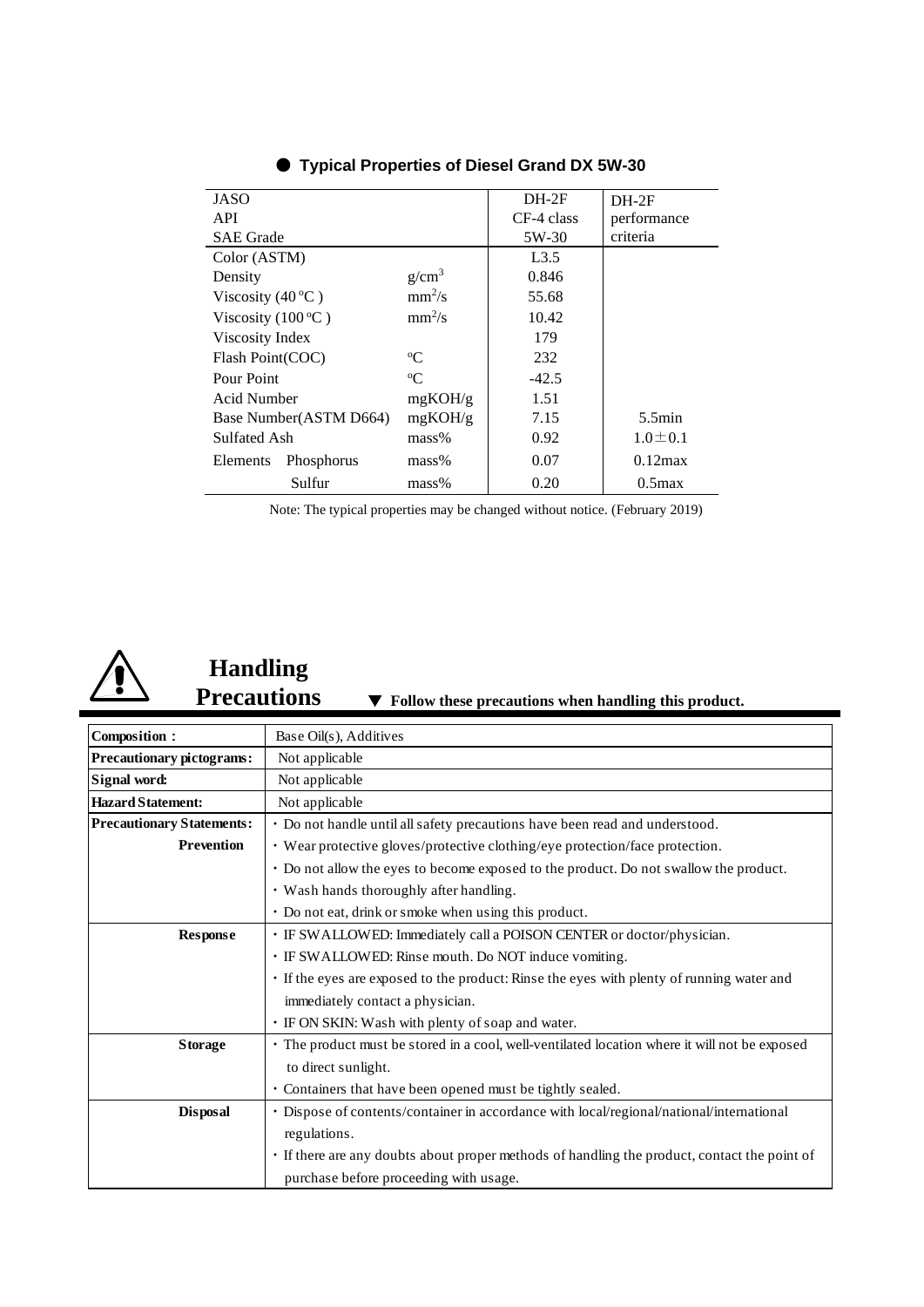## ● Typical Properties of Diesel Grand DX 5W-30

| | | | |
|---|---|---|---|
| JASO<br>API<br>SAE Grade | | DH-2F<br>CF-4 class<br>5W-30 | DH-2F<br>performance<br>criteria |
| Color (ASTM) | | L3.5 | |
| Density | $g/cm^3$ | 0.846 | |
| Viscosity (40 ºC ) | $mm^2/s$ | 55.68 | |
| Viscosity (100 ºC ) | $mm^2/s$ | 10.42 | |
| Viscosity Index | | 179 | |
| Flash Point(COC) | ºC | 232 | |
| Pour Point | ºC | -42.5 | |
| Acid Number | mgKOH/g | 1.51 | |
| Base Number(ASTM D664) | mgKOH/g | 7.15 | 5.5min |
| Sulfated Ash | mass% | 0.92 | 1.0±0.1 |
| Elements Phosphorus | mass% | 0.07 | 0.12max |
| Sulfur | mass% | 0.20 | 0.5max |

Note: The typical properties may be changed without notice. (February 2019)

## Handling Precautions

▼ **Follow these precautions when handling this product.**

| | |
|---|---|
| **Composition：** | Base Oil(s), Additives |
| **Precautionary pictograms:** | Not applicable |
| **Signal word:** | Not applicable |
| **Hazard Statement:** | Not applicable |
| **Precautionary Statements:**<br>**Prevention** | ・Do not handle until all safety precautions have been read and understood.<br>・Wear protective gloves/protective clothing/eye protection/face protection.<br>・Do not allow the eyes to become exposed to the product. Do not swallow the product.<br>・Wash hands thoroughly after handling.<br>・Do not eat, drink or smoke when using this product. |
| **Response** | ・IF SWALLOWED: Immediately call a POISON CENTER or doctor/physician.<br>・IF SWALLOWED: Rinse mouth. Do NOT induce vomiting.<br>・If the eyes are exposed to the product: Rinse the eyes with plenty of running water and immediately contact a physician.<br>・IF ON SKIN: Wash with plenty of soap and water. |
| **Storage** | ・The product must be stored in a cool, well-ventilated location where it will not be exposed to direct sunlight.<br>・Containers that have been opened must be tightly sealed. |
| **Disposal** | ・Dispose of contents/container in accordance with local/regional/national/international regulations.<br>・If there are any doubts about proper methods of handling the product, contact the point of purchase before proceeding with usage. |